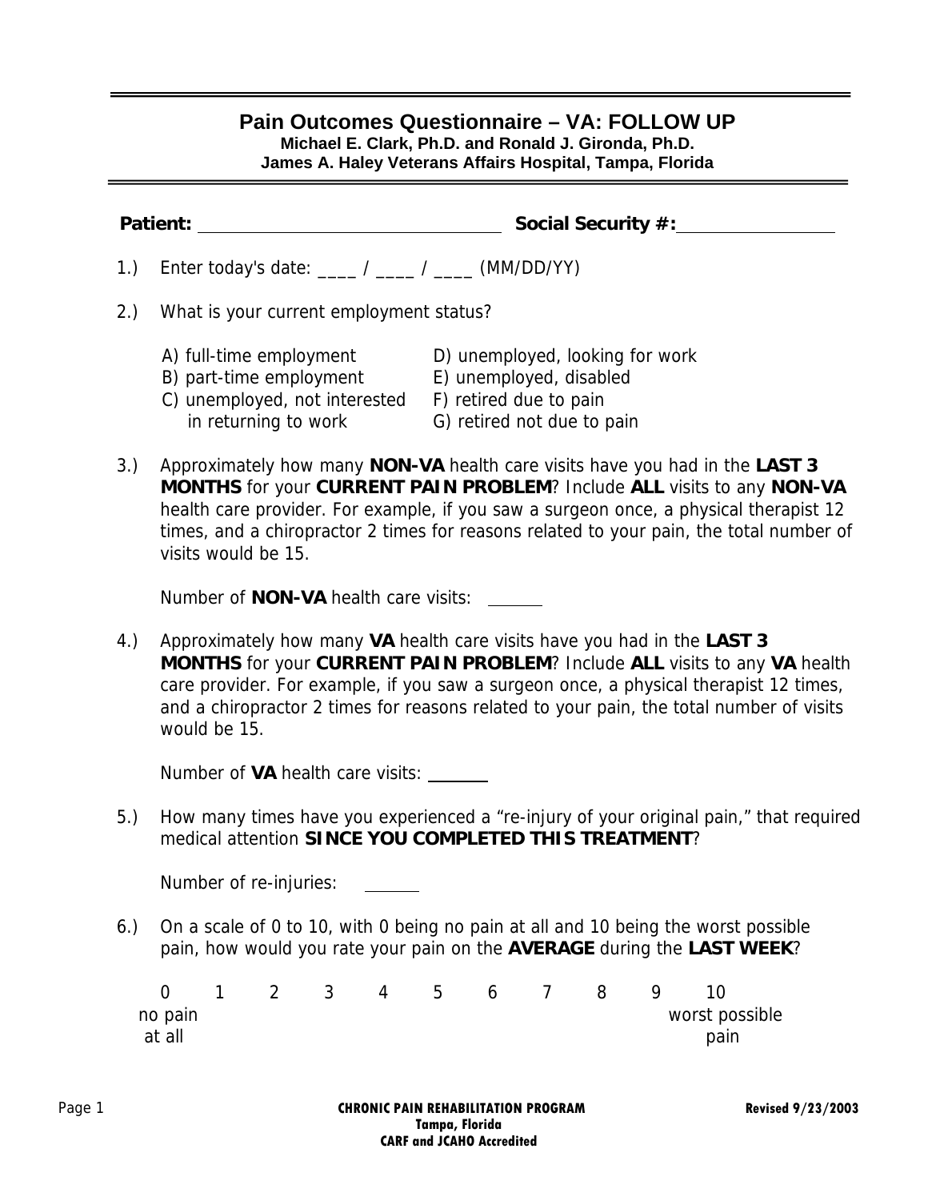# Pain Outcomes Questionnaire – VA: FOLLOW UP

**Michael E. Clark, Ph.D. and Ronald J. Gironda, Ph.D.**
**James A. Haley Veterans Affairs Hospital, Tampa, Florida**

**Patient:** ______________________________ **Social Security #:** ________________

1.) Enter today's date: ____ / ____ / ____ (MM/DD/YY)

2.) What is your current employment status?

A) full-time employment
B) part-time employment
C) unemployed, not interested in returning to work
D) unemployed, looking for work
E) unemployed, disabled
F) retired due to pain
G) retired not due to pain

3.) Approximately how many **NON-VA** health care visits have you had in the **LAST 3 MONTHS** for your **CURRENT PAIN PROBLEM**? Include **ALL** visits to any **NON-VA** health care provider. For example, if you saw a surgeon once, a physical therapist 12 times, and a chiropractor 2 times for reasons related to your pain, the total number of visits would be 15.

Number of **NON-VA** health care visits: ______

4.) Approximately how many **VA** health care visits have you had in the **LAST 3 MONTHS** for your **CURRENT PAIN PROBLEM**? Include **ALL** visits to any **VA** health care provider. For example, if you saw a surgeon once, a physical therapist 12 times, and a chiropractor 2 times for reasons related to your pain, the total number of visits would be 15.

Number of **VA** health care visits: ______

5.) How many times have you experienced a "re-injury of your original pain," that required medical attention **SINCE YOU COMPLETED THIS TREATMENT**?

Number of re-injuries: ______

6.) On a scale of 0 to 10, with 0 being no pain at all and 10 being the worst possible pain, how would you rate your pain on the **AVERAGE** during the **LAST WEEK**?

| 0 | 1 | 2 | 3 | 4 | 5 | 6 | 7 | 8 | 9 | 10 |
|---|---|---|---|---|---|---|---|---|---|---|
| no pain at all | | | | | | | | | | worst possible pain |

**CHRONIC PAIN REHABILITATION PROGRAM**
**Tampa, Florida**
**CARF and JCAHO Accredited**

**Revised 9/23/2003**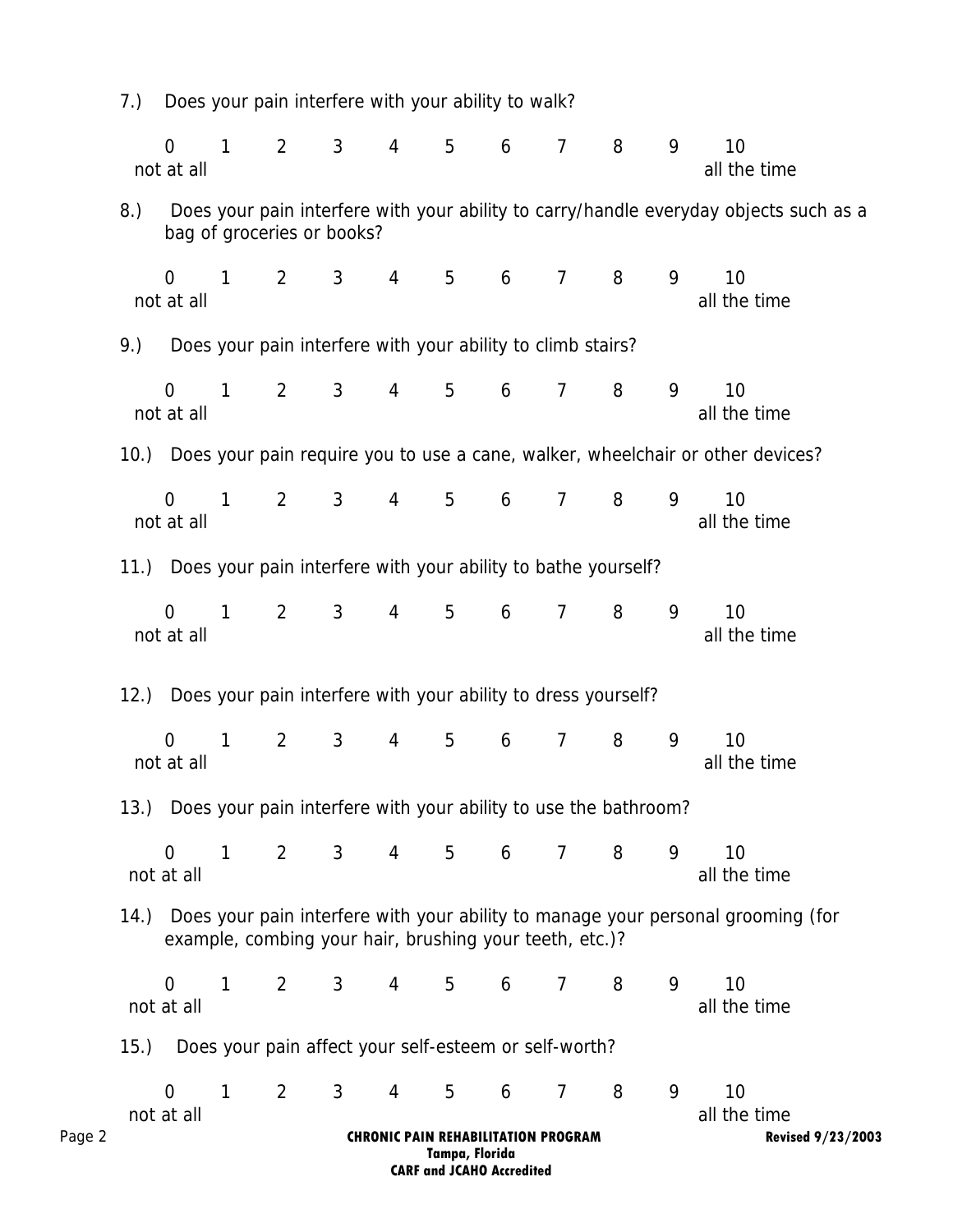7.) Does your pain interfere with your ability to walk?

0 1 2 3 4 5 6 7 8 9 10
not at all all the time

8.) Does your pain interfere with your ability to carry/handle everyday objects such as a bag of groceries or books?

0 1 2 3 4 5 6 7 8 9 10
not at all all the time

9.) Does your pain interfere with your ability to climb stairs?

0 1 2 3 4 5 6 7 8 9 10
not at all all the time

10.) Does your pain require you to use a cane, walker, wheelchair or other devices?

0 1 2 3 4 5 6 7 8 9 10
not at all all the time

11.) Does your pain interfere with your ability to bathe yourself?

0 1 2 3 4 5 6 7 8 9 10
not at all all the time

12.) Does your pain interfere with your ability to dress yourself?

0 1 2 3 4 5 6 7 8 9 10
not at all all the time

13.) Does your pain interfere with your ability to use the bathroom?

0 1 2 3 4 5 6 7 8 9 10
not at all all the time

14.) Does your pain interfere with your ability to manage your personal grooming (for example, combing your hair, brushing your teeth, etc.)?

0 1 2 3 4 5 6 7 8 9 10
not at all all the time

15.) Does your pain affect your self-esteem or self-worth?

0 1 2 3 4 5 6 7 8 9 10
not at all all the time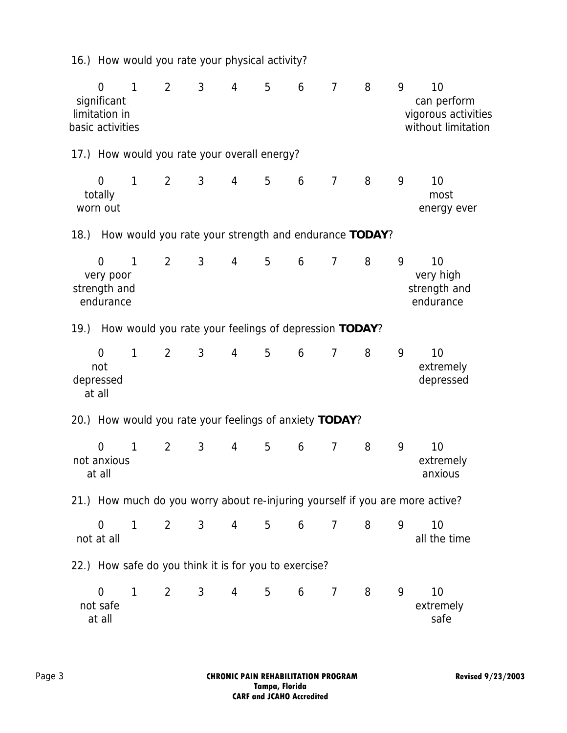16.) How would you rate your physical activity?

| 0 | 1 | 2 | 3 | 4 | 5 | 6 | 7 | 8 | 9 | 10 |
|---|---|---|---|---|---|---|---|---|---|---|
| significant limitation in basic activities | | | | | | | | | | can perform vigorous activities without limitation |

17.) How would you rate your overall energy?

| 0 | 1 | 2 | 3 | 4 | 5 | 6 | 7 | 8 | 9 | 10 |
|---|---|---|---|---|---|---|---|---|---|---|
| totally worn out | | | | | | | | | | most energy ever |

18.) How would you rate your strength and endurance **TODAY**?

| 0 | 1 | 2 | 3 | 4 | 5 | 6 | 7 | 8 | 9 | 10 |
|---|---|---|---|---|---|---|---|---|---|---|
| very poor strength and endurance | | | | | | | | | | very high strength and endurance |

19.) How would you rate your feelings of depression **TODAY**?

| 0 | 1 | 2 | 3 | 4 | 5 | 6 | 7 | 8 | 9 | 10 |
|---|---|---|---|---|---|---|---|---|---|---|
| not depressed at all | | | | | | | | | | extremely depressed |

20.) How would you rate your feelings of anxiety **TODAY**?

| 0 | 1 | 2 | 3 | 4 | 5 | 6 | 7 | 8 | 9 | 10 |
|---|---|---|---|---|---|---|---|---|---|---|
| not anxious at all | | | | | | | | | | extremely anxious |

21.) How much do you worry about re-injuring yourself if you are more active?

| 0 | 1 | 2 | 3 | 4 | 5 | 6 | 7 | 8 | 9 | 10 |
|---|---|---|---|---|---|---|---|---|---|---|
| not at all | | | | | | | | | | all the time |

22.) How safe do you think it is for you to exercise?

| 0 | 1 | 2 | 3 | 4 | 5 | 6 | 7 | 8 | 9 | 10 |
|---|---|---|---|---|---|---|---|---|---|---|
| not safe at all | | | | | | | | | | extremely safe |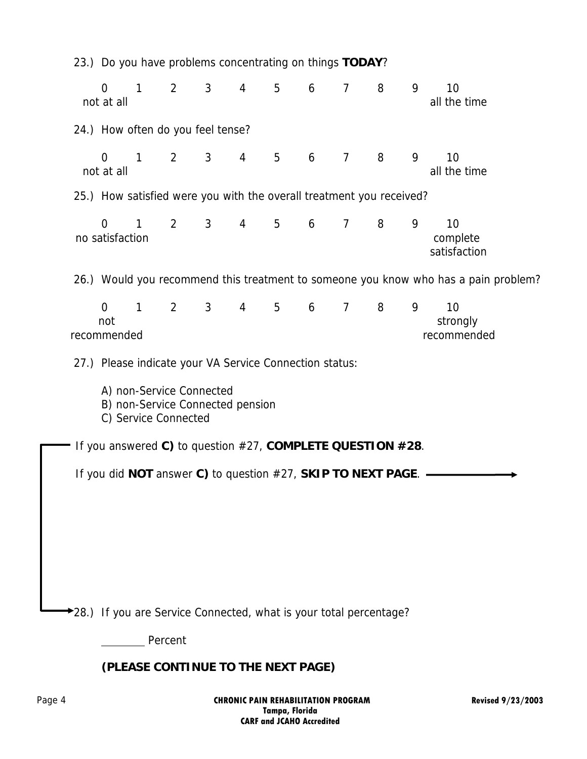23.) Do you have problems concentrating on things **TODAY**?

| 0 | 1 | 2 | 3 | 4 | 5 | 6 | 7 | 8 | 9 | 10 |
|---|---|---|---|---|---|---|---|---|---|---|
| not at all | | | | | | | | | | all the time |

24.) How often do you feel tense?

| 0 | 1 | 2 | 3 | 4 | 5 | 6 | 7 | 8 | 9 | 10 |
|---|---|---|---|---|---|---|---|---|---|---|
| not at all | | | | | | | | | | all the time |

25.) How satisfied were you with the overall treatment you received?

| 0 | 1 | 2 | 3 | 4 | 5 | 6 | 7 | 8 | 9 | 10 |
|---|---|---|---|---|---|---|---|---|---|---|
| no satisfaction | | | | | | | | | | complete satisfaction |

26.) Would you recommend this treatment to someone you know who has a pain problem?

| 0 | 1 | 2 | 3 | 4 | 5 | 6 | 7 | 8 | 9 | 10 |
|---|---|---|---|---|---|---|---|---|---|---|
| not recommended | | | | | | | | | | strongly recommended |

27.) Please indicate your VA Service Connection status:

A) non-Service Connected
B) non-Service Connected pension
C) Service Connected

If you answered **C)** to question #27, **COMPLETE QUESTION #28**.

If you did **NOT** answer **C)** to question #27, **SKIP TO NEXT PAGE**. →

28.) If you are Service Connected, what is your total percentage?

________ Percent

**(PLEASE CONTINUE TO THE NEXT PAGE)**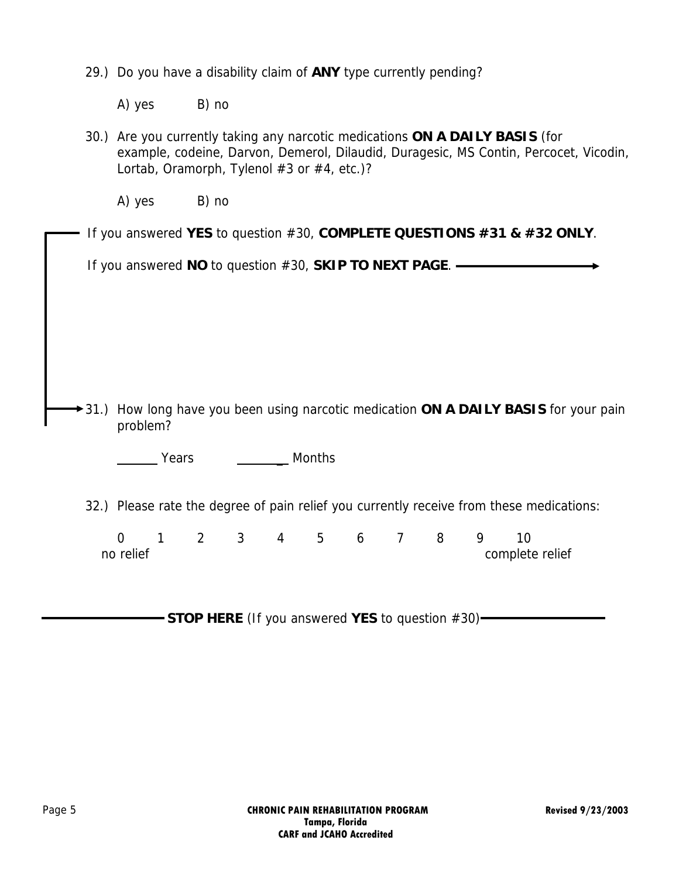29.) Do you have a disability claim of **ANY** type currently pending?

A) yes B) no

30.) Are you currently taking any narcotic medications **ON A DAILY BASIS** (for example, codeine, Darvon, Demerol, Dilaudid, Duragesic, MS Contin, Percocet, Vicodin, Lortab, Oramorph, Tylenol #3 or #4, etc.)?

A) yes B) no

If you answered **YES** to question #30, **COMPLETE QUESTIONS #31 & #32 ONLY**.

If you answered **NO** to question #30, **SKIP TO NEXT PAGE**. →

31.) How long have you been using narcotic medication **ON A DAILY BASIS** for your pain problem?

______ Years ________ Months

32.) Please rate the degree of pain relief you currently receive from these medications:

0 1 2 3 4 5 6 7 8 9 10

no relief complete relief

**STOP HERE** (If you answered **YES** to question #30)

**CHRONIC PAIN REHABILITATION PROGRAM**
**Tampa, Florida**
**CARF and JCAHO Accredited**

**Revised 9/23/2003**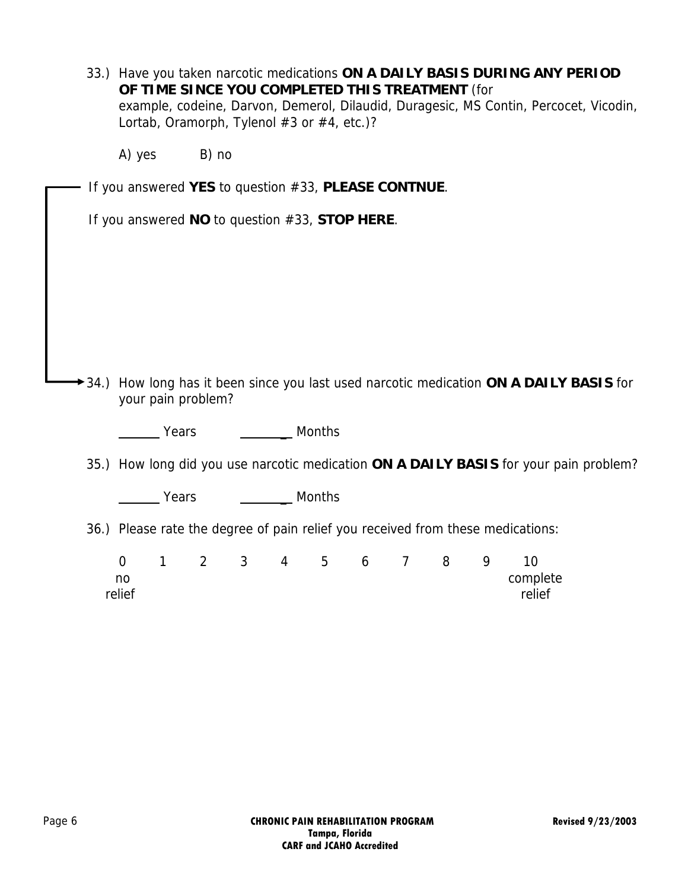33.) Have you taken narcotic medications **ON A DAILY BASIS DURING ANY PERIOD OF TIME SINCE YOU COMPLETED THIS TREATMENT** (for example, codeine, Darvon, Demerol, Dilaudid, Duragesic, MS Contin, Percocet, Vicodin, Lortab, Oramorph, Tylenol #3 or #4, etc.)?

A) yes B) no

If you answered **YES** to question #33, **PLEASE CONTNUE**.

If you answered **NO** to question #33, **STOP HERE**.

34.) How long has it been since you last used narcotic medication **ON A DAILY BASIS** for your pain problem?

______ Years ________ Months

35.) How long did you use narcotic medication **ON A DAILY BASIS** for your pain problem?

______ Years ________ Months

36.) Please rate the degree of pain relief you received from these medications:

0 1 2 3 4 5 6 7 8 9 10

no relief — complete relief